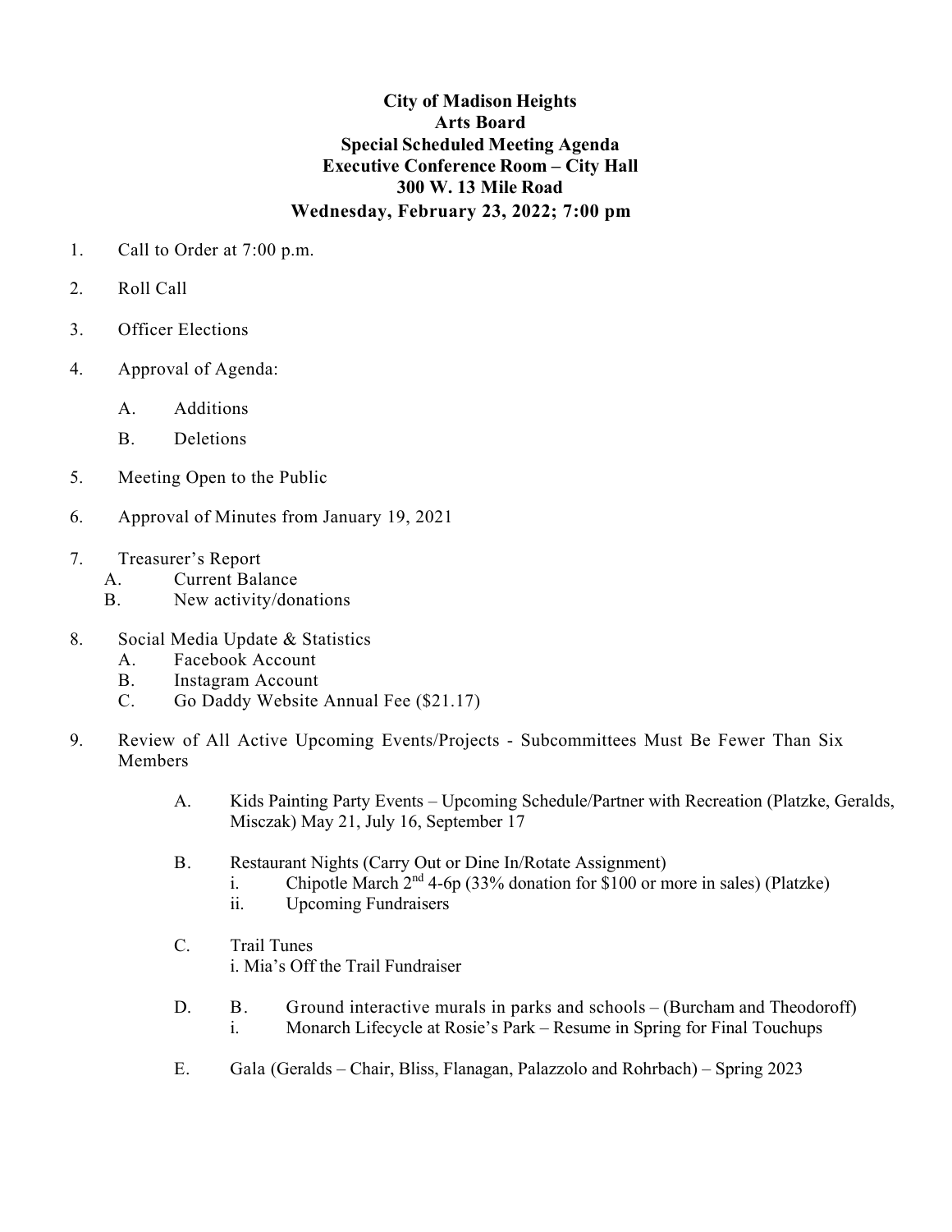**City of Madison Heights**
**Arts Board**
**Special Scheduled Meeting Agenda**
**Executive Conference Room – City Hall**
**300 W. 13 Mile Road**
**Wednesday, February 23, 2022; 7:00 pm**

1. Call to Order at 7:00 p.m.

2. Roll Call

3. Officer Elections

4. Approval of Agenda:

   A. Additions

   B. Deletions

5. Meeting Open to the Public

6. Approval of Minutes from January 19, 2021

7. Treasurer's Report
   A. Current Balance
   B. New activity/donations

8. Social Media Update & Statistics
   A. Facebook Account
   B. Instagram Account
   C. Go Daddy Website Annual Fee ($21.17)

9. Review of All Active Upcoming Events/Projects - Subcommittees Must Be Fewer Than Six Members

   A. Kids Painting Party Events – Upcoming Schedule/Partner with Recreation (Platzke, Geralds, Misczak) May 21, July 16, September 17

   B. Restaurant Nights (Carry Out or Dine In/Rotate Assignment)
      i. Chipotle March 2nd 4-6p (33% donation for $100 or more in sales) (Platzke)
      ii. Upcoming Fundraisers

   C. Trail Tunes
      i. Mia's Off the Trail Fundraiser

   D. B. Ground interactive murals in parks and schools – (Burcham and Theodoroff)
      i. Monarch Lifecycle at Rosie's Park – Resume in Spring for Final Touchups

   E. Gala (Geralds – Chair, Bliss, Flanagan, Palazzolo and Rohrbach) – Spring 2023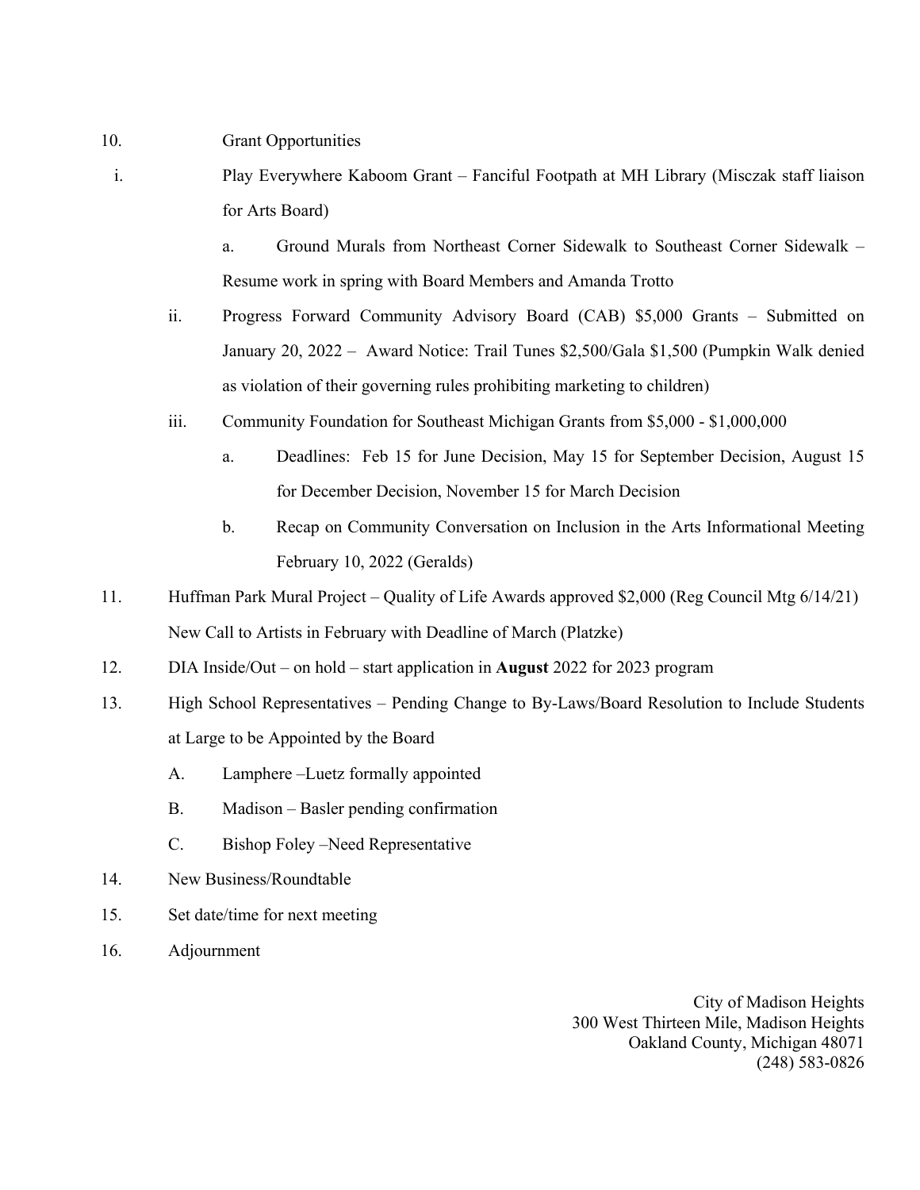10. Grant Opportunities

i. Play Everywhere Kaboom Grant – Fanciful Footpath at MH Library (Misczak staff liaison for Arts Board)

   a. Ground Murals from Northeast Corner Sidewalk to Southeast Corner Sidewalk – Resume work in spring with Board Members and Amanda Trotto

ii. Progress Forward Community Advisory Board (CAB) $5,000 Grants – Submitted on January 20, 2022 – Award Notice: Trail Tunes $2,500/Gala $1,500 (Pumpkin Walk denied as violation of their governing rules prohibiting marketing to children)

iii. Community Foundation for Southeast Michigan Grants from $5,000 - $1,000,000

   a. Deadlines: Feb 15 for June Decision, May 15 for September Decision, August 15 for December Decision, November 15 for March Decision

   b. Recap on Community Conversation on Inclusion in the Arts Informational Meeting February 10, 2022 (Geralds)

11. Huffman Park Mural Project – Quality of Life Awards approved $2,000 (Reg Council Mtg 6/14/21) New Call to Artists in February with Deadline of March (Platzke)

12. DIA Inside/Out – on hold – start application in **August** 2022 for 2023 program

13. High School Representatives – Pending Change to By-Laws/Board Resolution to Include Students at Large to be Appointed by the Board

   A. Lamphere –Luetz formally appointed

   B. Madison – Basler pending confirmation

   C. Bishop Foley –Need Representative

14. New Business/Roundtable

15. Set date/time for next meeting

16. Adjournment

City of Madison Heights
300 West Thirteen Mile, Madison Heights
Oakland County, Michigan 48071
(248) 583-0826